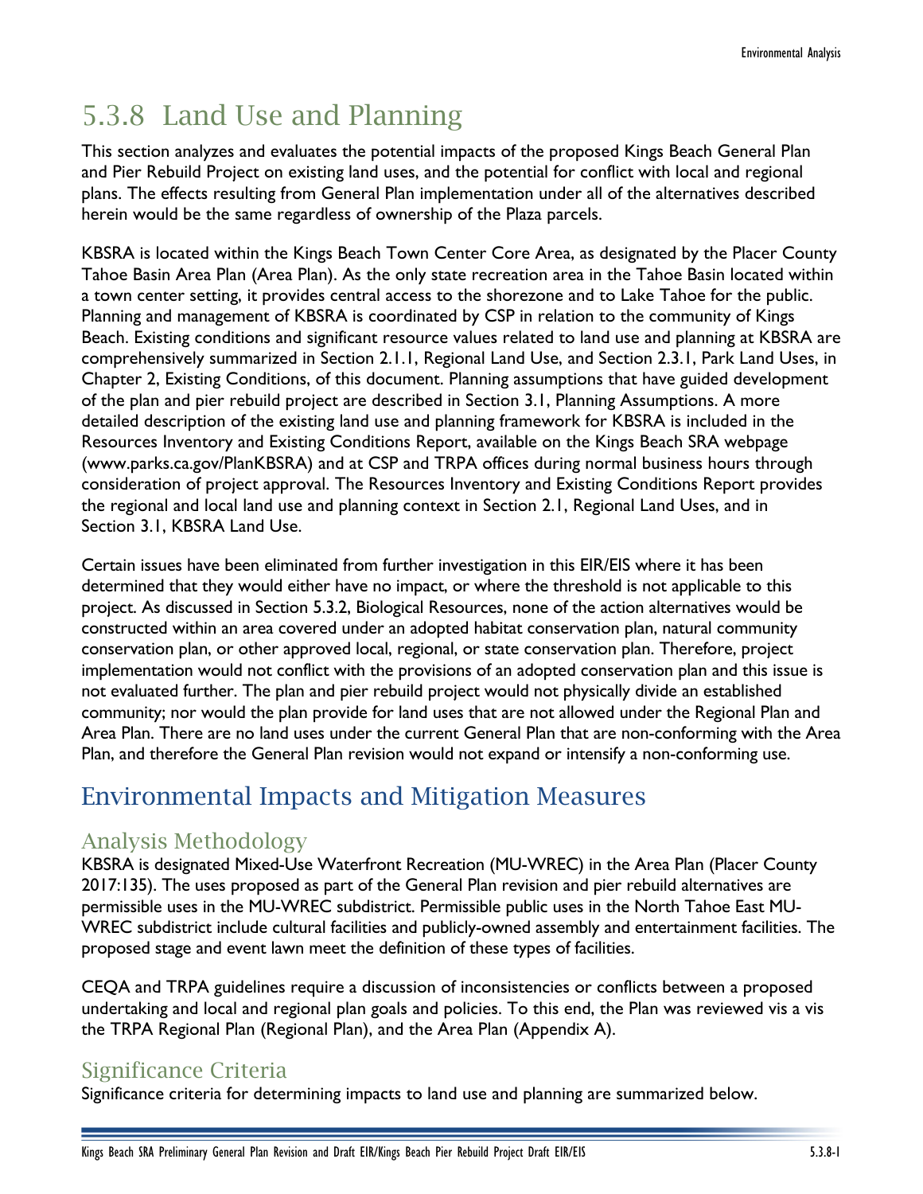# 5.3.8 Land Use and Planning

This section analyzes and evaluates the potential impacts of the proposed Kings Beach General Plan and Pier Rebuild Project on existing land uses, and the potential for conflict with local and regional plans. The effects resulting from General Plan implementation under all of the alternatives described herein would be the same regardless of ownership of the Plaza parcels.

KBSRA is located within the Kings Beach Town Center Core Area, as designated by the Placer County Tahoe Basin Area Plan (Area Plan). As the only state recreation area in the Tahoe Basin located within a town center setting, it provides central access to the shorezone and to Lake Tahoe for the public. Planning and management of KBSRA is coordinated by CSP in relation to the community of Kings Beach. Existing conditions and significant resource values related to land use and planning at KBSRA are comprehensively summarized in Section 2.1.1, Regional Land Use, and Section 2.3.1, Park Land Uses, in Chapter 2, Existing Conditions, of this document. Planning assumptions that have guided development of the plan and pier rebuild project are described in Section 3.1, Planning Assumptions. A more detailed description of the existing land use and planning framework for KBSRA is included in the Resources Inventory and Existing Conditions Report, available on the Kings Beach SRA webpage (www.parks.ca.gov/PlanKBSRA) and at CSP and TRPA offices during normal business hours through consideration of project approval. The Resources Inventory and Existing Conditions Report provides the regional and local land use and planning context in Section 2.1, Regional Land Uses, and in Section 3.1, KBSRA Land Use.

Certain issues have been eliminated from further investigation in this EIR/EIS where it has been determined that they would either have no impact, or where the threshold is not applicable to this project. As discussed in Section 5.3.2, Biological Resources, none of the action alternatives would be constructed within an area covered under an adopted habitat conservation plan, natural community conservation plan, or other approved local, regional, or state conservation plan. Therefore, project implementation would not conflict with the provisions of an adopted conservation plan and this issue is not evaluated further. The plan and pier rebuild project would not physically divide an established community; nor would the plan provide for land uses that are not allowed under the Regional Plan and Area Plan. There are no land uses under the current General Plan that are non-conforming with the Area Plan, and therefore the General Plan revision would not expand or intensify a non-conforming use.

## Environmental Impacts and Mitigation Measures

### Analysis Methodology

KBSRA is designated Mixed-Use Waterfront Recreation (MU-WREC) in the Area Plan (Placer County 2017:135). The uses proposed as part of the General Plan revision and pier rebuild alternatives are permissible uses in the MU-WREC subdistrict. Permissible public uses in the North Tahoe East MU-WREC subdistrict include cultural facilities and publicly-owned assembly and entertainment facilities. The proposed stage and event lawn meet the definition of these types of facilities.

CEQA and TRPA guidelines require a discussion of inconsistencies or conflicts between a proposed undertaking and local and regional plan goals and policies. To this end, the Plan was reviewed vis a vis the TRPA Regional Plan (Regional Plan), and the Area Plan (Appendix A).

### Significance Criteria

Significance criteria for determining impacts to land use and planning are summarized below.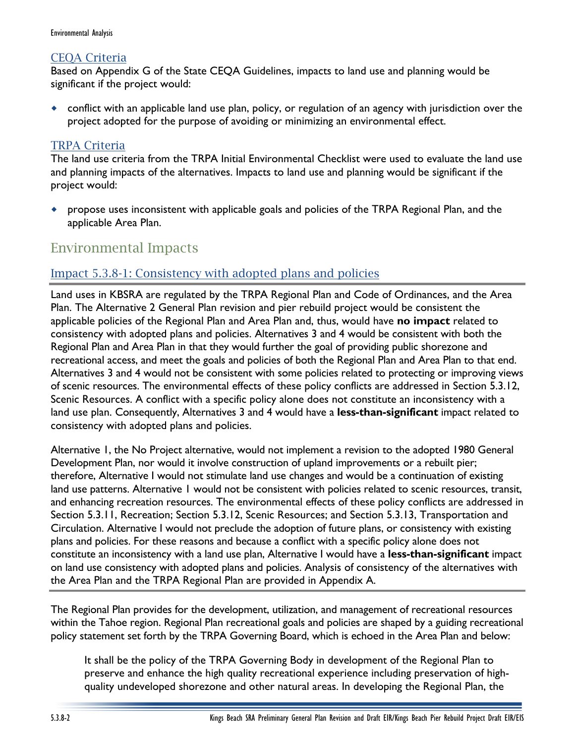### CEQA Criteria

Based on Appendix G of the State CEQA Guidelines, impacts to land use and planning would be significant if the project would:

- conflict with an applicable land use plan, policy, or regulation of an agency with jurisdiction over the project adopted for the purpose of avoiding or minimizing an environmental effect.

### TRPA Criteria

The land use criteria from the TRPA Initial Environmental Checklist were used to evaluate the land use and planning impacts of the alternatives. Impacts to land use and planning would be significant if the project would:

- propose uses inconsistent with applicable goals and policies of the TRPA Regional Plan, and the applicable Area Plan.

## Environmental Impacts

### Impact 5.3.8-1: Consistency with adopted plans and policies

Land uses in KBSRA are regulated by the TRPA Regional Plan and Code of Ordinances, and the Area Plan. The Alternative 2 General Plan revision and pier rebuild project would be consistent the applicable policies of the Regional Plan and Area Plan and, thus, would have **no impact** related to consistency with adopted plans and policies. Alternatives 3 and 4 would be consistent with both the Regional Plan and Area Plan in that they would further the goal of providing public shorezone and recreational access, and meet the goals and policies of both the Regional Plan and Area Plan to that end. Alternatives 3 and 4 would not be consistent with some policies related to protecting or improving views of scenic resources. The environmental effects of these policy conflicts are addressed in Section 5.3.12, Scenic Resources. A conflict with a specific policy alone does not constitute an inconsistency with a land use plan. Consequently, Alternatives 3 and 4 would have a **less-than-significant** impact related to consistency with adopted plans and policies.

Alternative 1, the No Project alternative, would not implement a revision to the adopted 1980 General Development Plan, nor would it involve construction of upland improvements or a rebuilt pier; therefore, Alternative 1 would not stimulate land use changes and would be a continuation of existing land use patterns. Alternative 1 would not be consistent with policies related to scenic resources, transit, and enhancing recreation resources. The environmental effects of these policy conflicts are addressed in Section 5.3.11, Recreation; Section 5.3.12, Scenic Resources; and Section 5.3.13, Transportation and Circulation. Alternative 1 would not preclude the adoption of future plans, or consistency with existing plans and policies. For these reasons and because a conflict with a specific policy alone does not constitute an inconsistency with a land use plan, Alternative 1 would have a **less-than-significant** impact on land use consistency with adopted plans and policies. Analysis of consistency of the alternatives with the Area Plan and the TRPA Regional Plan are provided in Appendix A.

The Regional Plan provides for the development, utilization, and management of recreational resources within the Tahoe region. Regional Plan recreational goals and policies are shaped by a guiding recreational policy statement set forth by the TRPA Governing Board, which is echoed in the Area Plan and below:

> It shall be the policy of the TRPA Governing Body in development of the Regional Plan to preserve and enhance the high quality recreational experience including preservation of high-quality undeveloped shorezone and other natural areas. In developing the Regional Plan, the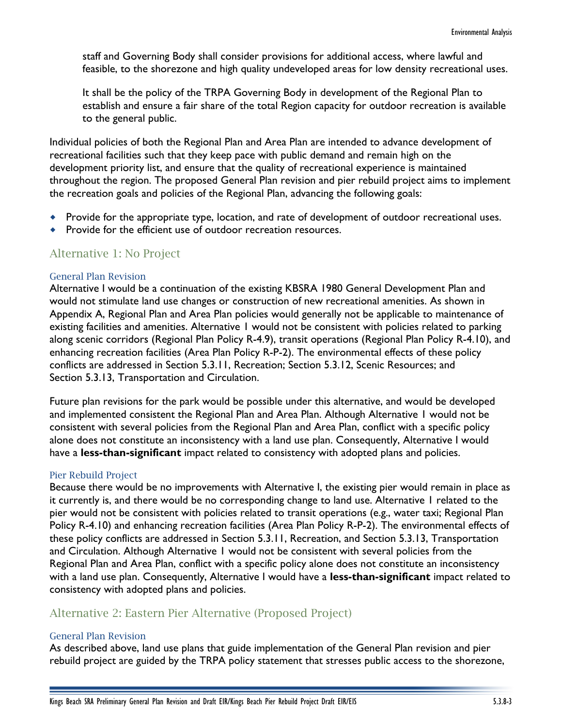staff and Governing Body shall consider provisions for additional access, where lawful and feasible, to the shorezone and high quality undeveloped areas for low density recreational uses.

It shall be the policy of the TRPA Governing Body in development of the Regional Plan to establish and ensure a fair share of the total Region capacity for outdoor recreation is available to the general public.

Individual policies of both the Regional Plan and Area Plan are intended to advance development of recreational facilities such that they keep pace with public demand and remain high on the development priority list, and ensure that the quality of recreational experience is maintained throughout the region. The proposed General Plan revision and pier rebuild project aims to implement the recreation goals and policies of the Regional Plan, advancing the following goals:

- Provide for the appropriate type, location, and rate of development of outdoor recreational uses.
- Provide for the efficient use of outdoor recreation resources.

## Alternative 1: No Project

### General Plan Revision

Alternative I would be a continuation of the existing KBSRA 1980 General Development Plan and would not stimulate land use changes or construction of new recreational amenities. As shown in Appendix A, Regional Plan and Area Plan policies would generally not be applicable to maintenance of existing facilities and amenities. Alternative 1 would not be consistent with policies related to parking along scenic corridors (Regional Plan Policy R-4.9), transit operations (Regional Plan Policy R-4.10), and enhancing recreation facilities (Area Plan Policy R-P-2). The environmental effects of these policy conflicts are addressed in Section 5.3.11, Recreation; Section 5.3.12, Scenic Resources; and Section 5.3.13, Transportation and Circulation.

Future plan revisions for the park would be possible under this alternative, and would be developed and implemented consistent the Regional Plan and Area Plan. Although Alternative 1 would not be consistent with several policies from the Regional Plan and Area Plan, conflict with a specific policy alone does not constitute an inconsistency with a land use plan. Consequently, Alternative I would have a **less-than-significant** impact related to consistency with adopted plans and policies.

### Pier Rebuild Project

Because there would be no improvements with Alternative I, the existing pier would remain in place as it currently is, and there would be no corresponding change to land use. Alternative 1 related to the pier would not be consistent with policies related to transit operations (e.g., water taxi; Regional Plan Policy R-4.10) and enhancing recreation facilities (Area Plan Policy R-P-2). The environmental effects of these policy conflicts are addressed in Section 5.3.11, Recreation, and Section 5.3.13, Transportation and Circulation. Although Alternative 1 would not be consistent with several policies from the Regional Plan and Area Plan, conflict with a specific policy alone does not constitute an inconsistency with a land use plan. Consequently, Alternative I would have a **less-than-significant** impact related to consistency with adopted plans and policies.

## Alternative 2: Eastern Pier Alternative (Proposed Project)

### General Plan Revision

As described above, land use plans that guide implementation of the General Plan revision and pier rebuild project are guided by the TRPA policy statement that stresses public access to the shorezone,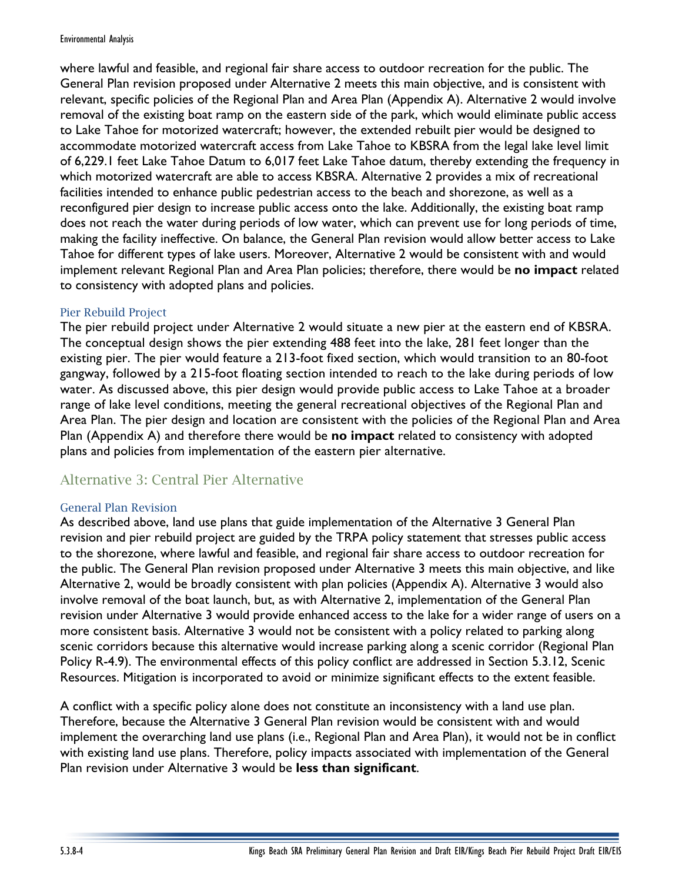where lawful and feasible, and regional fair share access to outdoor recreation for the public. The General Plan revision proposed under Alternative 2 meets this main objective, and is consistent with relevant, specific policies of the Regional Plan and Area Plan (Appendix A). Alternative 2 would involve removal of the existing boat ramp on the eastern side of the park, which would eliminate public access to Lake Tahoe for motorized watercraft; however, the extended rebuilt pier would be designed to accommodate motorized watercraft access from Lake Tahoe to KBSRA from the legal lake level limit of 6,229.1 feet Lake Tahoe Datum to 6,017 feet Lake Tahoe datum, thereby extending the frequency in which motorized watercraft are able to access KBSRA. Alternative 2 provides a mix of recreational facilities intended to enhance public pedestrian access to the beach and shorezone, as well as a reconfigured pier design to increase public access onto the lake. Additionally, the existing boat ramp does not reach the water during periods of low water, which can prevent use for long periods of time, making the facility ineffective. On balance, the General Plan revision would allow better access to Lake Tahoe for different types of lake users. Moreover, Alternative 2 would be consistent with and would implement relevant Regional Plan and Area Plan policies; therefore, there would be **no impact** related to consistency with adopted plans and policies.

#### Pier Rebuild Project

The pier rebuild project under Alternative 2 would situate a new pier at the eastern end of KBSRA. The conceptual design shows the pier extending 488 feet into the lake, 281 feet longer than the existing pier. The pier would feature a 213-foot fixed section, which would transition to an 80-foot gangway, followed by a 215-foot floating section intended to reach to the lake during periods of low water. As discussed above, this pier design would provide public access to Lake Tahoe at a broader range of lake level conditions, meeting the general recreational objectives of the Regional Plan and Area Plan. The pier design and location are consistent with the policies of the Regional Plan and Area Plan (Appendix A) and therefore there would be **no impact** related to consistency with adopted plans and policies from implementation of the eastern pier alternative.

### Alternative 3: Central Pier Alternative

#### General Plan Revision

As described above, land use plans that guide implementation of the Alternative 3 General Plan revision and pier rebuild project are guided by the TRPA policy statement that stresses public access to the shorezone, where lawful and feasible, and regional fair share access to outdoor recreation for the public. The General Plan revision proposed under Alternative 3 meets this main objective, and like Alternative 2, would be broadly consistent with plan policies (Appendix A). Alternative 3 would also involve removal of the boat launch, but, as with Alternative 2, implementation of the General Plan revision under Alternative 3 would provide enhanced access to the lake for a wider range of users on a more consistent basis. Alternative 3 would not be consistent with a policy related to parking along scenic corridors because this alternative would increase parking along a scenic corridor (Regional Plan Policy R-4.9). The environmental effects of this policy conflict are addressed in Section 5.3.12, Scenic Resources. Mitigation is incorporated to avoid or minimize significant effects to the extent feasible.

A conflict with a specific policy alone does not constitute an inconsistency with a land use plan. Therefore, because the Alternative 3 General Plan revision would be consistent with and would implement the overarching land use plans (i.e., Regional Plan and Area Plan), it would not be in conflict with existing land use plans. Therefore, policy impacts associated with implementation of the General Plan revision under Alternative 3 would be **less than significant**.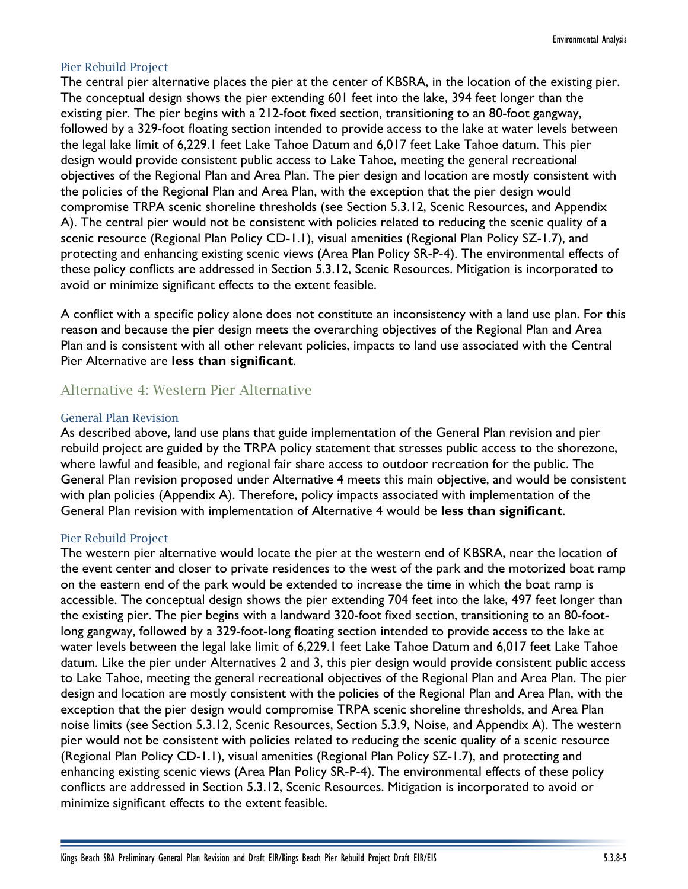#### Pier Rebuild Project

The central pier alternative places the pier at the center of KBSRA, in the location of the existing pier. The conceptual design shows the pier extending 601 feet into the lake, 394 feet longer than the existing pier. The pier begins with a 212-foot fixed section, transitioning to an 80-foot gangway, followed by a 329-foot floating section intended to provide access to the lake at water levels between the legal lake limit of 6,229.1 feet Lake Tahoe Datum and 6,017 feet Lake Tahoe datum. This pier design would provide consistent public access to Lake Tahoe, meeting the general recreational objectives of the Regional Plan and Area Plan. The pier design and location are mostly consistent with the policies of the Regional Plan and Area Plan, with the exception that the pier design would compromise TRPA scenic shoreline thresholds (see Section 5.3.12, Scenic Resources, and Appendix A). The central pier would not be consistent with policies related to reducing the scenic quality of a scenic resource (Regional Plan Policy CD-1.1), visual amenities (Regional Plan Policy SZ-1.7), and protecting and enhancing existing scenic views (Area Plan Policy SR-P-4). The environmental effects of these policy conflicts are addressed in Section 5.3.12, Scenic Resources. Mitigation is incorporated to avoid or minimize significant effects to the extent feasible.

A conflict with a specific policy alone does not constitute an inconsistency with a land use plan. For this reason and because the pier design meets the overarching objectives of the Regional Plan and Area Plan and is consistent with all other relevant policies, impacts to land use associated with the Central Pier Alternative are **less than significant**.

### Alternative 4: Western Pier Alternative

#### General Plan Revision

As described above, land use plans that guide implementation of the General Plan revision and pier rebuild project are guided by the TRPA policy statement that stresses public access to the shorezone, where lawful and feasible, and regional fair share access to outdoor recreation for the public. The General Plan revision proposed under Alternative 4 meets this main objective, and would be consistent with plan policies (Appendix A). Therefore, policy impacts associated with implementation of the General Plan revision with implementation of Alternative 4 would be **less than significant**.

#### Pier Rebuild Project

The western pier alternative would locate the pier at the western end of KBSRA, near the location of the event center and closer to private residences to the west of the park and the motorized boat ramp on the eastern end of the park would be extended to increase the time in which the boat ramp is accessible. The conceptual design shows the pier extending 704 feet into the lake, 497 feet longer than the existing pier. The pier begins with a landward 320-foot fixed section, transitioning to an 80-foot-long gangway, followed by a 329-foot-long floating section intended to provide access to the lake at water levels between the legal lake limit of 6,229.1 feet Lake Tahoe Datum and 6,017 feet Lake Tahoe datum. Like the pier under Alternatives 2 and 3, this pier design would provide consistent public access to Lake Tahoe, meeting the general recreational objectives of the Regional Plan and Area Plan. The pier design and location are mostly consistent with the policies of the Regional Plan and Area Plan, with the exception that the pier design would compromise TRPA scenic shoreline thresholds, and Area Plan noise limits (see Section 5.3.12, Scenic Resources, Section 5.3.9, Noise, and Appendix A). The western pier would not be consistent with policies related to reducing the scenic quality of a scenic resource (Regional Plan Policy CD-1.1), visual amenities (Regional Plan Policy SZ-1.7), and protecting and enhancing existing scenic views (Area Plan Policy SR-P-4). The environmental effects of these policy conflicts are addressed in Section 5.3.12, Scenic Resources. Mitigation is incorporated to avoid or minimize significant effects to the extent feasible.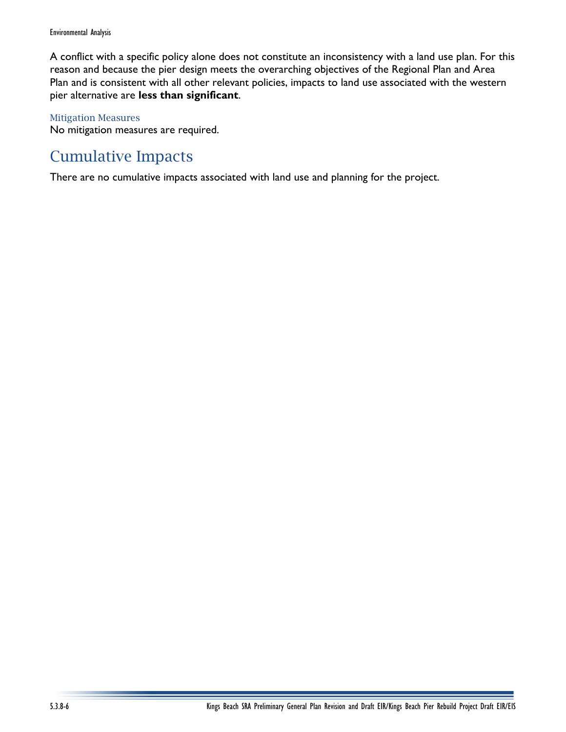A conflict with a specific policy alone does not constitute an inconsistency with a land use plan. For this reason and because the pier design meets the overarching objectives of the Regional Plan and Area Plan and is consistent with all other relevant policies, impacts to land use associated with the western pier alternative are **less than significant**.

### Mitigation Measures

No mitigation measures are required.

## Cumulative Impacts

There are no cumulative impacts associated with land use and planning for the project.